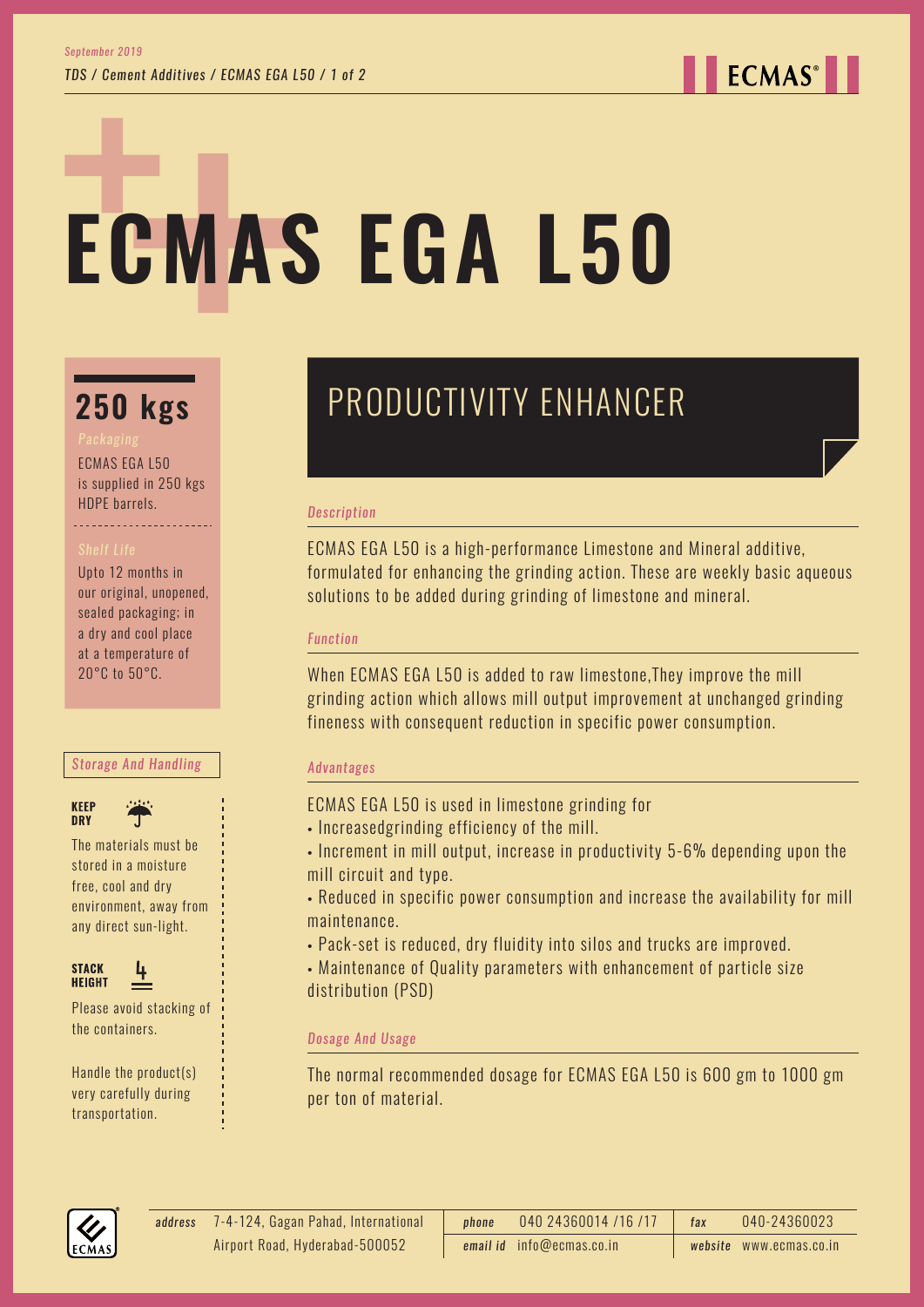# ECMAS EGA L50

## 250 kgs

*Packaging*

ECMAS EGA L50 is supplied in 250 kgs HDPE barrels.

*Shelf Life*

Upto 12 months in our original, unopened, sealed packaging; in a dry and cool place at a temperature of 20°C to 50°C.

*Storage And Handling*

**KEEP DRY**

The materials must be stored in a moisture free, cool and dry environment, away from any direct sun-light.

**STACK HEIGHT**

Please avoid stacking of the containers.

Handle the product(s) very carefully during transportation.

## PRODUCTIVITY ENHANCER

*Description*

ECMAS EGA L50 is a high-performance Limestone and Mineral additive, formulated for enhancing the grinding action. These are weekly basic aqueous solutions to be added during grinding of limestone and mineral.

*Function*

When ECMAS EGA L50 is added to raw limestone,They improve the mill grinding action which allows mill output improvement at unchanged grinding fineness with consequent reduction in specific power consumption.

*Advantages*

ECMAS EGA L50 is used in limestone grinding for

- Increasedgrinding efficiency of the mill.
- Increment in mill output, increase in productivity 5-6% depending upon the mill circuit and type.
- Reduced in specific power consumption and increase the availability for mill maintenance.
- Pack-set is reduced, dry fluidity into silos and trucks are improved.
- Maintenance of Quality parameters with enhancement of particle size distribution (PSD)

*Dosage And Usage*

The normal recommended dosage for ECMAS EGA L50 is 600 gm to 1000 gm per ton of material.

*address* 7-4-124, Gagan Pahad, International Airport Road, Hyderabad-500052

*phone* 040 24360014 /16 /17

*fax* 040-24360023

*email id* info@ecmas.co.in

*website* www.ecmas.co.in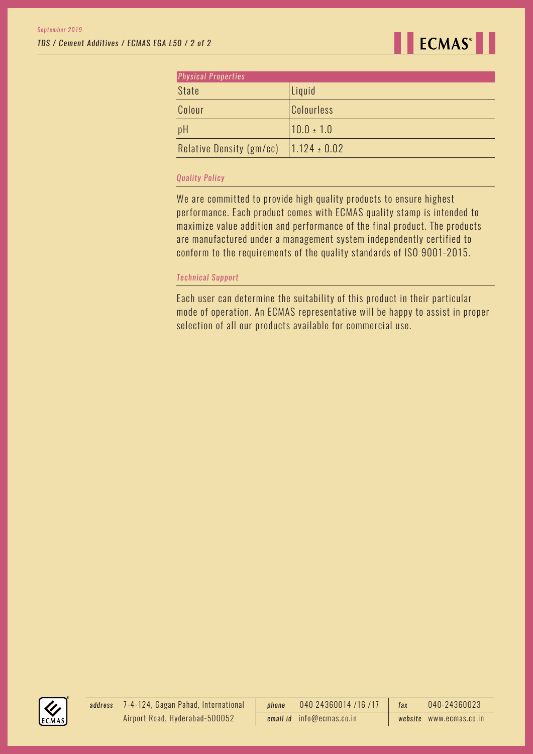| Physical Properties | |
| --- | --- |
| State | Liquid |
| Colour | Colourless |
| pH | 10.0 ± 1.0 |
| Relative Density (gm/cc) | 1.124 ± 0.02 |

### *Quality Policy*

We are committed to provide high quality products to ensure highest performance. Each product comes with ECMAS quality stamp is intended to maximize value addition and performance of the final product. The products are manufactured under a management system independently certified to conform to the requirements of the quality standards of ISO 9001-2015.

### *Technical Support*

Each user can determine the suitability of this product in their particular mode of operation. An ECMAS representative will be happy to assist in proper selection of all our products available for commercial use.

*address* 7-4-124, Gagan Pahad, International Airport Road, Hyderabad-500052

*phone* 040 24360014 /16 /17

*email id* info@ecmas.co.in

*fax* 040-24360023

*website* www.ecmas.co.in